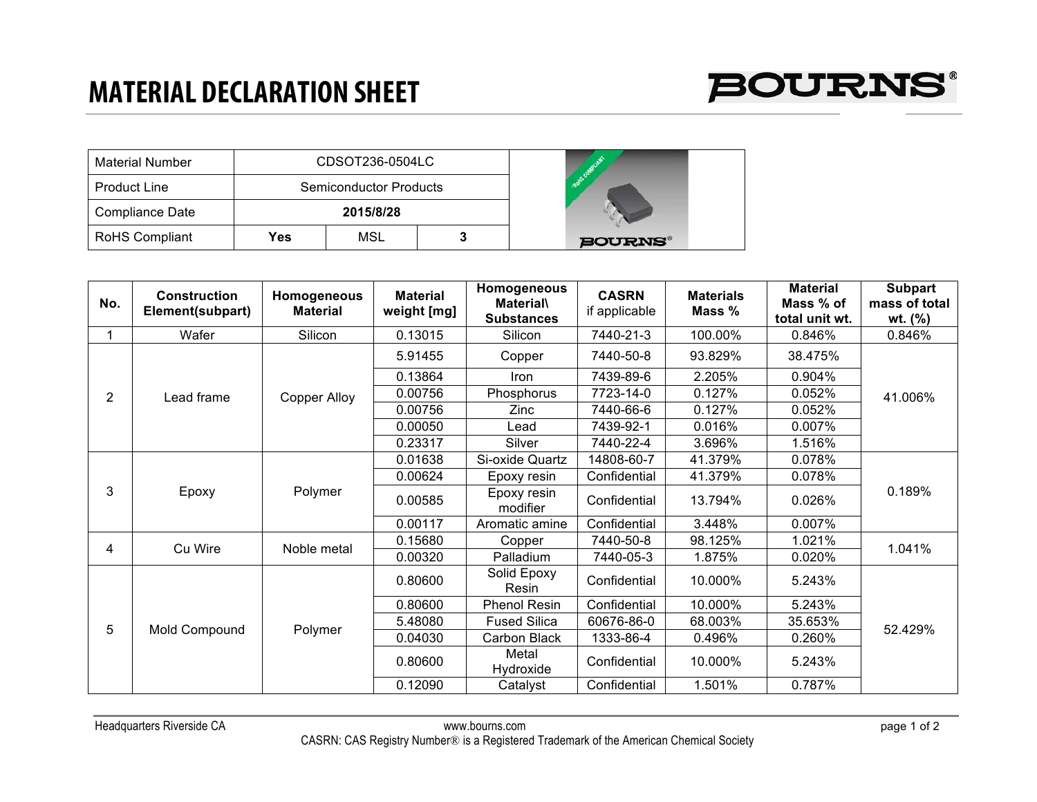# MATERIAL DECLARATION SHEET

| Material Number | CDSOT236-0504LC | | |
|---|---|---|---|
| Product Line | Semiconductor Products | | |
| Compliance Date | **2015/8/28** | | |
| RoHS Compliant | **Yes** | MSL | **3** |

| No. | Construction Element(subpart) | Homogeneous Material | Material weight [mg] | Homogeneous Material\ Substances | CASRN if applicable | Materials Mass % | Material Mass % of total unit wt. | Subpart mass of total wt. (%) |
|---|---|---|---|---|---|---|---|---|
| 1 | Wafer | Silicon | 0.13015 | Silicon | 7440-21-3 | 100.00% | 0.846% | 0.846% |
| 2 | Lead frame | Copper Alloy | 5.91455 | Copper | 7440-50-8 | 93.829% | 38.475% | 41.006% |
| | | | 0.13864 | Iron | 7439-89-6 | 2.205% | 0.904% | |
| | | | 0.00756 | Phosphorus | 7723-14-0 | 0.127% | 0.052% | |
| | | | 0.00756 | Zinc | 7440-66-6 | 0.127% | 0.052% | |
| | | | 0.00050 | Lead | 7439-92-1 | 0.016% | 0.007% | |
| | | | 0.23317 | Silver | 7440-22-4 | 3.696% | 1.516% | |
| 3 | Epoxy | Polymer | 0.01638 | Si-oxide Quartz | 14808-60-7 | 41.379% | 0.078% | 0.189% |
| | | | 0.00624 | Epoxy resin | Confidential | 41.379% | 0.078% | |
| | | | 0.00585 | Epoxy resin modifier | Confidential | 13.794% | 0.026% | |
| | | | 0.00117 | Aromatic amine | Confidential | 3.448% | 0.007% | |
| 4 | Cu Wire | Noble metal | 0.15680 | Copper | 7440-50-8 | 98.125% | 1.021% | 1.041% |
| | | | 0.00320 | Palladium | 7440-05-3 | 1.875% | 0.020% | |
| 5 | Mold Compound | Polymer | 0.80600 | Solid Epoxy Resin | Confidential | 10.000% | 5.243% | 52.429% |
| | | | 0.80600 | Phenol Resin | Confidential | 10.000% | 5.243% | |
| | | | 5.48080 | Fused Silica | 60676-86-0 | 68.003% | 35.653% | |
| | | | 0.04030 | Carbon Black | 1333-86-4 | 0.496% | 0.260% | |
| | | | 0.80600 | Metal Hydroxide | Confidential | 10.000% | 5.243% | |
| | | | 0.12090 | Catalyst | Confidential | 1.501% | 0.787% | |

Headquarters Riverside CA www.bourns.com

CASRN: CAS Registry Number® is a Registered Trademark of the American Chemical Society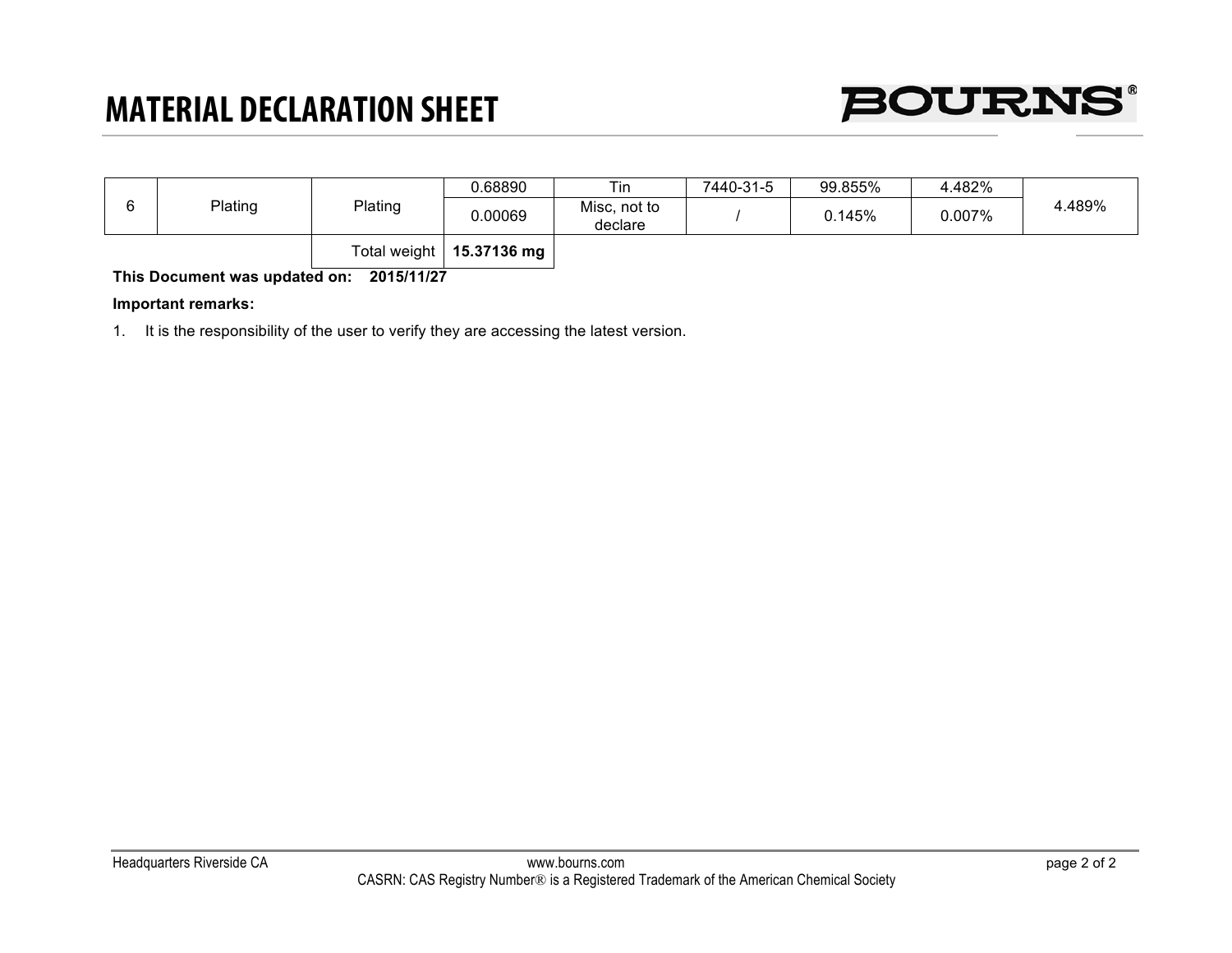# MATERIAL DECLARATION SHEET

| | | | | | | | | |
|---|---|---|---|---|---|---|---|---|
| 6 | Plating | Plating | 0.68890 | Tin | 7440-31-5 | 99.855% | 4.482% | 4.489% |
| | | | 0.00069 | Misc, not to declare | / | 0.145% | 0.007% | |
| | | Total weight | **15.37136 mg** | | | | | |

**This Document was updated on: 2015/11/27**

**Important remarks:**

1. It is the responsibility of the user to verify they are accessing the latest version.

Headquarters Riverside CA www.bourns.com

CASRN: CAS Registry Number® is a Registered Trademark of the American Chemical Society